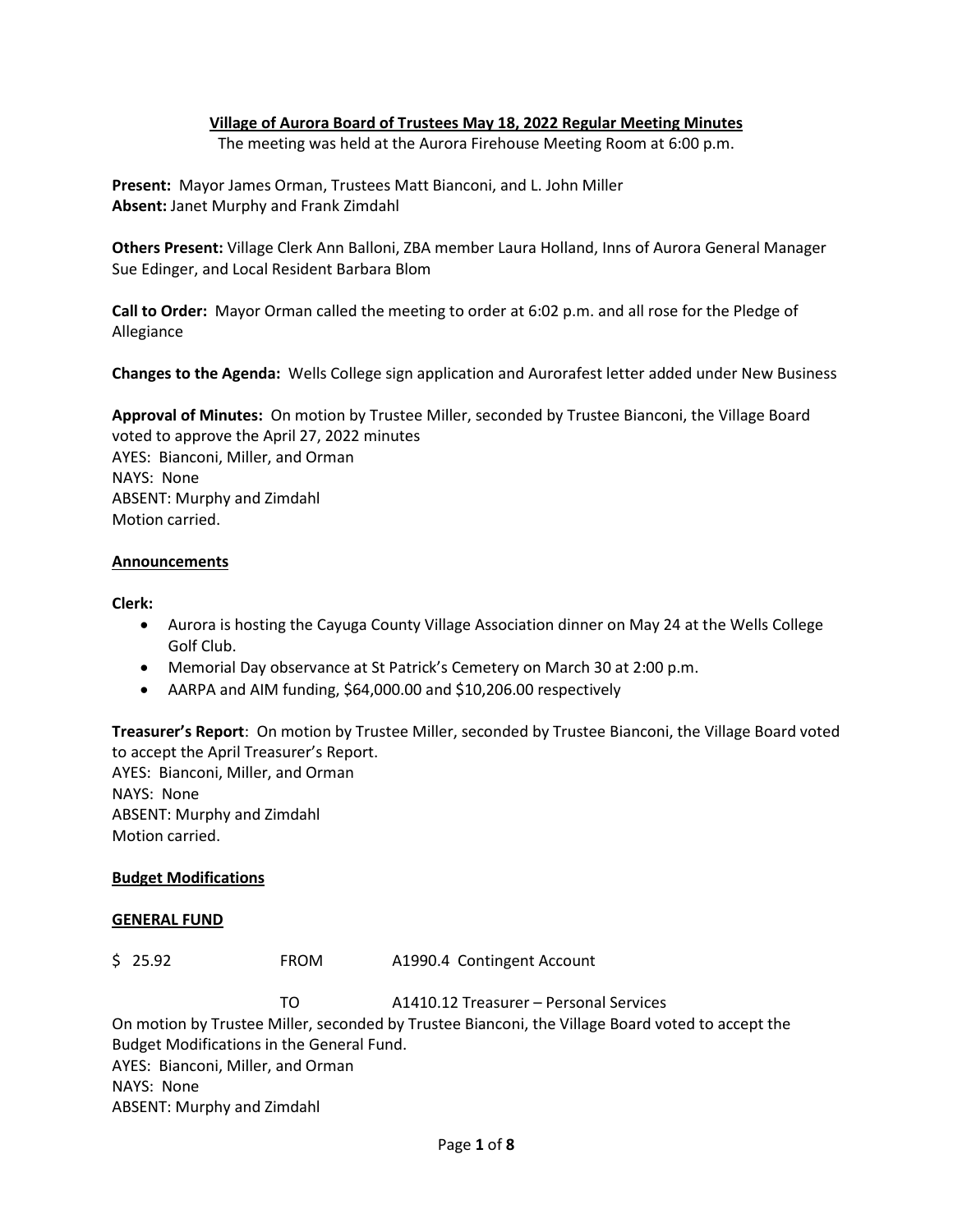**Village of Aurora Board of Trustees May 18, 2022 Regular Meeting Minutes**

The meeting was held at the Aurora Firehouse Meeting Room at 6:00 p.m.

**Present:** Mayor James Orman, Trustees Matt Bianconi, and L. John Miller
**Absent:** Janet Murphy and Frank Zimdahl

**Others Present:** Village Clerk Ann Balloni, ZBA member Laura Holland, Inns of Aurora General Manager Sue Edinger, and Local Resident Barbara Blom

**Call to Order:** Mayor Orman called the meeting to order at 6:02 p.m. and all rose for the Pledge of Allegiance

**Changes to the Agenda:** Wells College sign application and Aurorafest letter added under New Business

**Approval of Minutes:** On motion by Trustee Miller, seconded by Trustee Bianconi, the Village Board voted to approve the April 27, 2022 minutes
AYES: Bianconi, Miller, and Orman
NAYS: None
ABSENT: Murphy and Zimdahl
Motion carried.

**Announcements**

**Clerk:**

- Aurora is hosting the Cayuga County Village Association dinner on May 24 at the Wells College Golf Club.
- Memorial Day observance at St Patrick's Cemetery on March 30 at 2:00 p.m.
- AARPA and AIM funding, $64,000.00 and $10,206.00 respectively

**Treasurer's Report**: On motion by Trustee Miller, seconded by Trustee Bianconi, the Village Board voted to accept the April Treasurer's Report.
AYES: Bianconi, Miller, and Orman
NAYS: None
ABSENT: Murphy and Zimdahl
Motion carried.

**Budget Modifications**

**GENERAL FUND**

| | | |
|---|---|---|
| $ 25.92 | FROM | A1990.4 Contingent Account |
| | TO | A1410.12 Treasurer – Personal Services |

On motion by Trustee Miller, seconded by Trustee Bianconi, the Village Board voted to accept the Budget Modifications in the General Fund.
AYES: Bianconi, Miller, and Orman
NAYS: None
ABSENT: Murphy and Zimdahl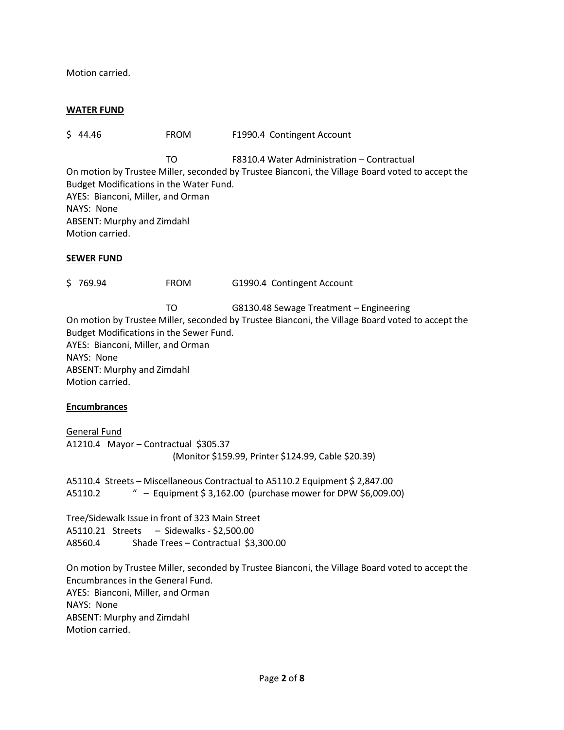Motion carried.

**WATER FUND**

$ 44.46 FROM F1990.4 Contingent Account

TO F8310.4 Water Administration – Contractual

On motion by Trustee Miller, seconded by Trustee Bianconi, the Village Board voted to accept the Budget Modifications in the Water Fund.
AYES: Bianconi, Miller, and Orman
NAYS: None
ABSENT: Murphy and Zimdahl
Motion carried.

**SEWER FUND**

$ 769.94 FROM G1990.4 Contingent Account

TO G8130.48 Sewage Treatment – Engineering

On motion by Trustee Miller, seconded by Trustee Bianconi, the Village Board voted to accept the Budget Modifications in the Sewer Fund.
AYES: Bianconi, Miller, and Orman
NAYS: None
ABSENT: Murphy and Zimdahl
Motion carried.

**Encumbrances**

General Fund
A1210.4 Mayor – Contractual $305.37
(Monitor $159.99, Printer $124.99, Cable $20.39)

A5110.4 Streets – Miscellaneous Contractual to A5110.2 Equipment $ 2,847.00
A5110.2 " – Equipment $ 3,162.00 (purchase mower for DPW $6,009.00)

Tree/Sidewalk Issue in front of 323 Main Street
A5110.21 Streets – Sidewalks - $2,500.00
A8560.4 Shade Trees – Contractual $3,300.00

On motion by Trustee Miller, seconded by Trustee Bianconi, the Village Board voted to accept the Encumbrances in the General Fund.
AYES: Bianconi, Miller, and Orman
NAYS: None
ABSENT: Murphy and Zimdahl
Motion carried.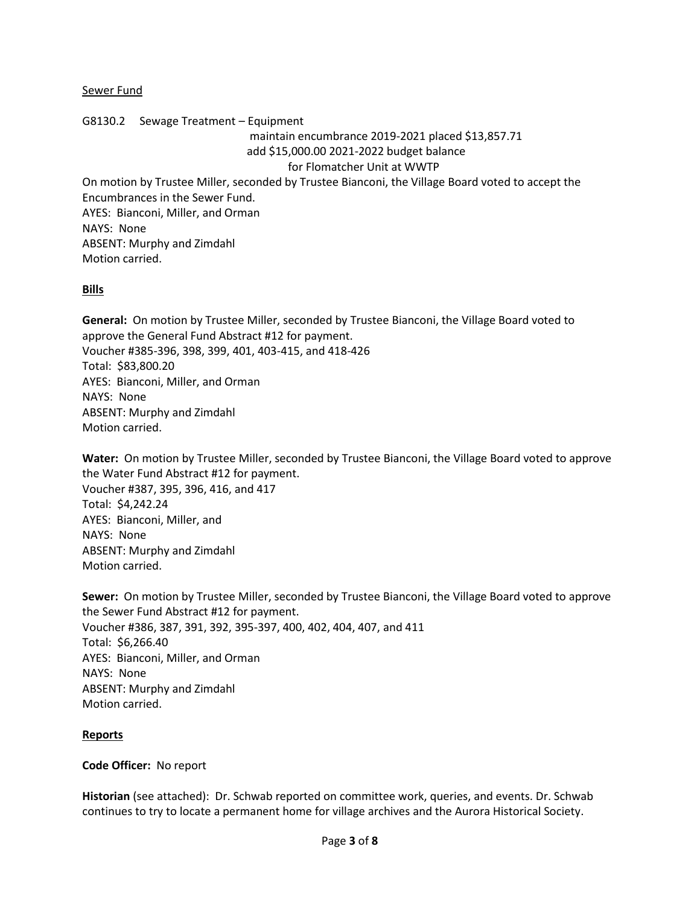Sewer Fund

G8130.2 Sewage Treatment – Equipment
maintain encumbrance 2019-2021 placed $13,857.71
add $15,000.00 2021-2022 budget balance
for Flomatcher Unit at WWTP

On motion by Trustee Miller, seconded by Trustee Bianconi, the Village Board voted to accept the Encumbrances in the Sewer Fund.
AYES: Bianconi, Miller, and Orman
NAYS: None
ABSENT: Murphy and Zimdahl
Motion carried.

**Bills**

**General:** On motion by Trustee Miller, seconded by Trustee Bianconi, the Village Board voted to approve the General Fund Abstract #12 for payment.
Voucher #385-396, 398, 399, 401, 403-415, and 418-426
Total: $83,800.20
AYES: Bianconi, Miller, and Orman
NAYS: None
ABSENT: Murphy and Zimdahl
Motion carried.

**Water:** On motion by Trustee Miller, seconded by Trustee Bianconi, the Village Board voted to approve the Water Fund Abstract #12 for payment.
Voucher #387, 395, 396, 416, and 417
Total: $4,242.24
AYES: Bianconi, Miller, and
NAYS: None
ABSENT: Murphy and Zimdahl
Motion carried.

**Sewer:** On motion by Trustee Miller, seconded by Trustee Bianconi, the Village Board voted to approve the Sewer Fund Abstract #12 for payment.
Voucher #386, 387, 391, 392, 395-397, 400, 402, 404, 407, and 411
Total: $6,266.40
AYES: Bianconi, Miller, and Orman
NAYS: None
ABSENT: Murphy and Zimdahl
Motion carried.

**Reports**

**Code Officer:** No report

**Historian** (see attached): Dr. Schwab reported on committee work, queries, and events. Dr. Schwab continues to try to locate a permanent home for village archives and the Aurora Historical Society.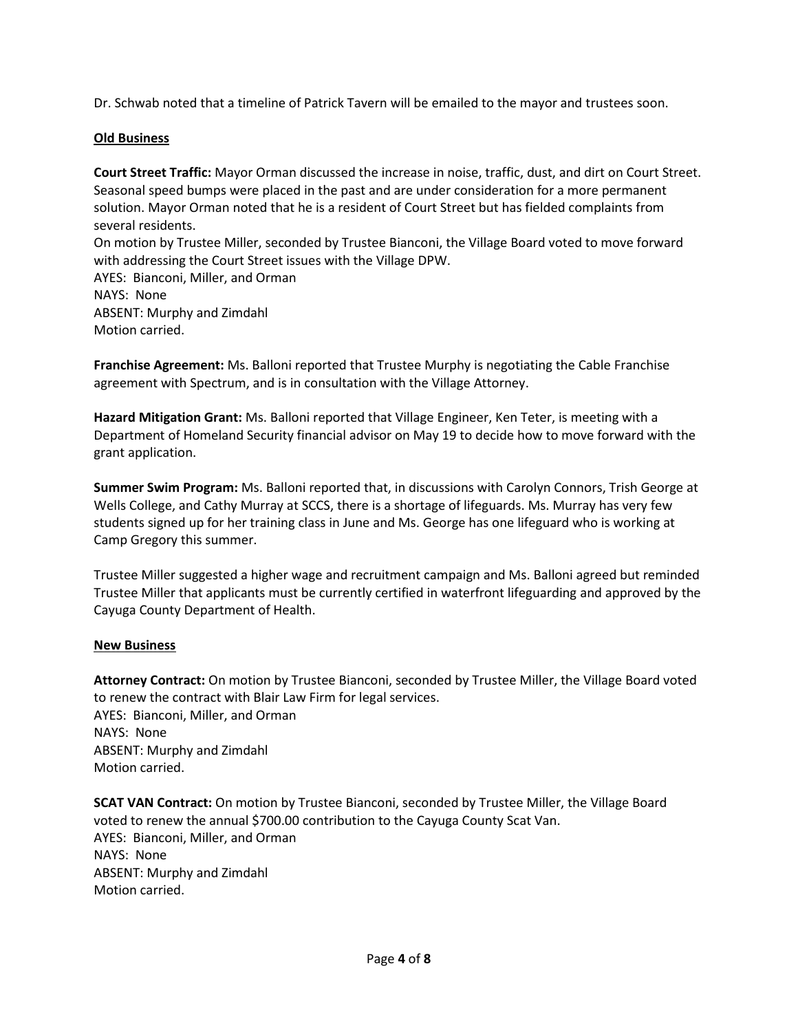Dr. Schwab noted that a timeline of Patrick Tavern will be emailed to the mayor and trustees soon.

**Old Business**

**Court Street Traffic:** Mayor Orman discussed the increase in noise, traffic, dust, and dirt on Court Street. Seasonal speed bumps were placed in the past and are under consideration for a more permanent solution. Mayor Orman noted that he is a resident of Court Street but has fielded complaints from several residents.

On motion by Trustee Miller, seconded by Trustee Bianconi, the Village Board voted to move forward with addressing the Court Street issues with the Village DPW.

AYES: Bianconi, Miller, and Orman
NAYS: None
ABSENT: Murphy and Zimdahl
Motion carried.

**Franchise Agreement:** Ms. Balloni reported that Trustee Murphy is negotiating the Cable Franchise agreement with Spectrum, and is in consultation with the Village Attorney.

**Hazard Mitigation Grant:** Ms. Balloni reported that Village Engineer, Ken Teter, is meeting with a Department of Homeland Security financial advisor on May 19 to decide how to move forward with the grant application.

**Summer Swim Program:** Ms. Balloni reported that, in discussions with Carolyn Connors, Trish George at Wells College, and Cathy Murray at SCCS, there is a shortage of lifeguards. Ms. Murray has very few students signed up for her training class in June and Ms. George has one lifeguard who is working at Camp Gregory this summer.

Trustee Miller suggested a higher wage and recruitment campaign and Ms. Balloni agreed but reminded Trustee Miller that applicants must be currently certified in waterfront lifeguarding and approved by the Cayuga County Department of Health.

**New Business**

**Attorney Contract:** On motion by Trustee Bianconi, seconded by Trustee Miller, the Village Board voted to renew the contract with Blair Law Firm for legal services.

AYES: Bianconi, Miller, and Orman
NAYS: None
ABSENT: Murphy and Zimdahl
Motion carried.

**SCAT VAN Contract:** On motion by Trustee Bianconi, seconded by Trustee Miller, the Village Board voted to renew the annual $700.00 contribution to the Cayuga County Scat Van.

AYES: Bianconi, Miller, and Orman
NAYS: None
ABSENT: Murphy and Zimdahl
Motion carried.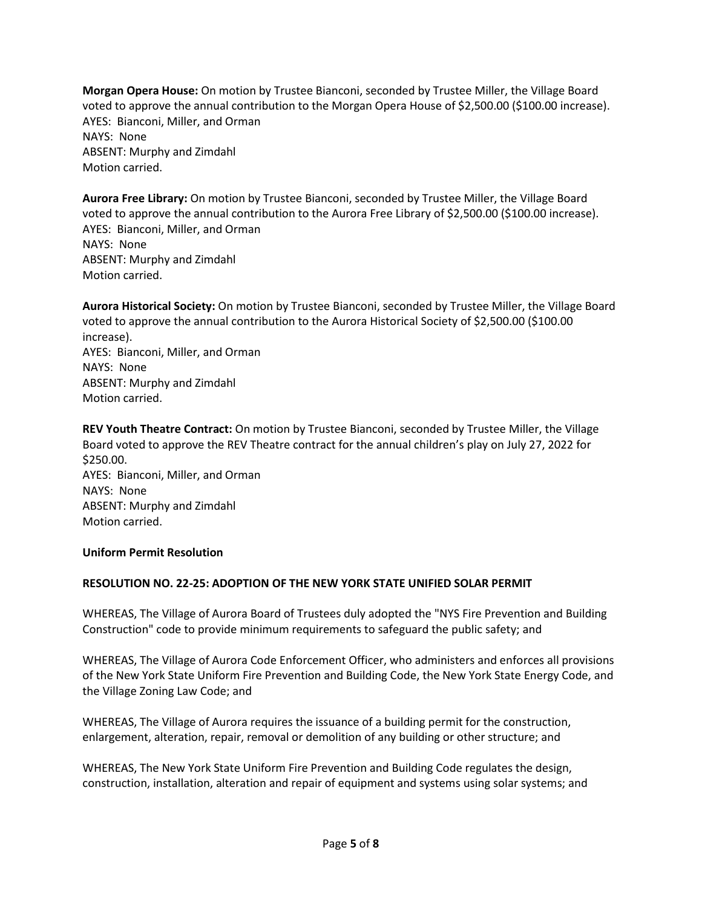**Morgan Opera House:** On motion by Trustee Bianconi, seconded by Trustee Miller, the Village Board voted to approve the annual contribution to the Morgan Opera House of $2,500.00 ($100.00 increase).
AYES: Bianconi, Miller, and Orman
NAYS: None
ABSENT: Murphy and Zimdahl
Motion carried.

**Aurora Free Library:** On motion by Trustee Bianconi, seconded by Trustee Miller, the Village Board voted to approve the annual contribution to the Aurora Free Library of $2,500.00 ($100.00 increase).
AYES: Bianconi, Miller, and Orman
NAYS: None
ABSENT: Murphy and Zimdahl
Motion carried.

**Aurora Historical Society:** On motion by Trustee Bianconi, seconded by Trustee Miller, the Village Board voted to approve the annual contribution to the Aurora Historical Society of $2,500.00 ($100.00 increase).
AYES: Bianconi, Miller, and Orman
NAYS: None
ABSENT: Murphy and Zimdahl
Motion carried.

**REV Youth Theatre Contract:** On motion by Trustee Bianconi, seconded by Trustee Miller, the Village Board voted to approve the REV Theatre contract for the annual children's play on July 27, 2022 for $250.00.
AYES: Bianconi, Miller, and Orman
NAYS: None
ABSENT: Murphy and Zimdahl
Motion carried.

**Uniform Permit Resolution**

**RESOLUTION NO. 22-25: ADOPTION OF THE NEW YORK STATE UNIFIED SOLAR PERMIT**

WHEREAS, The Village of Aurora Board of Trustees duly adopted the "NYS Fire Prevention and Building Construction" code to provide minimum requirements to safeguard the public safety; and

WHEREAS, The Village of Aurora Code Enforcement Officer, who administers and enforces all provisions of the New York State Uniform Fire Prevention and Building Code, the New York State Energy Code, and the Village Zoning Law Code; and

WHEREAS, The Village of Aurora requires the issuance of a building permit for the construction, enlargement, alteration, repair, removal or demolition of any building or other structure; and

WHEREAS, The New York State Uniform Fire Prevention and Building Code regulates the design, construction, installation, alteration and repair of equipment and systems using solar systems; and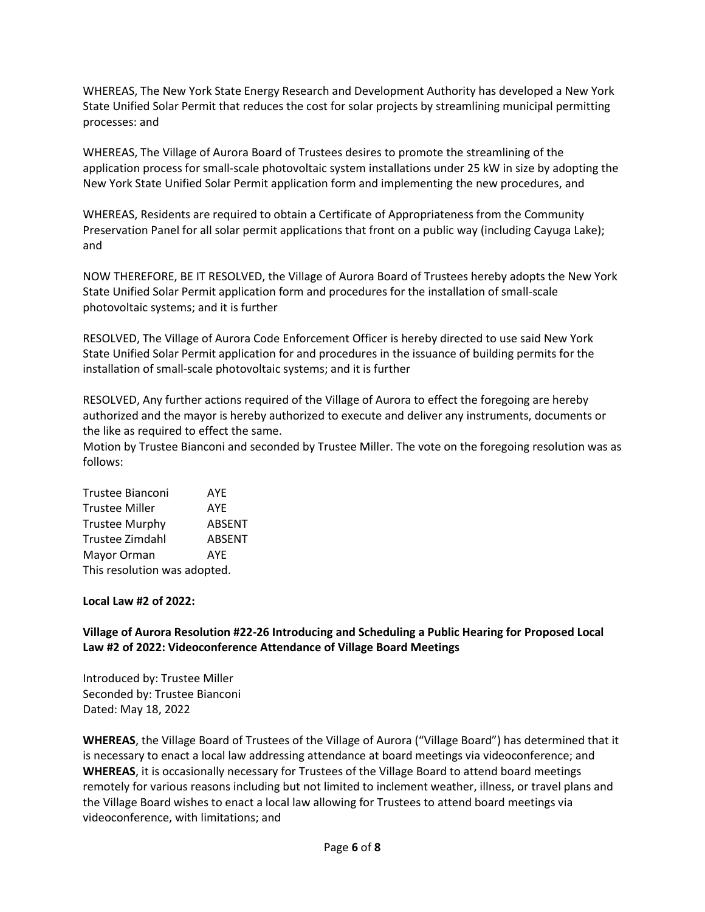WHEREAS, The New York State Energy Research and Development Authority has developed a New York State Unified Solar Permit that reduces the cost for solar projects by streamlining municipal permitting processes: and

WHEREAS, The Village of Aurora Board of Trustees desires to promote the streamlining of the application process for small-scale photovoltaic system installations under 25 kW in size by adopting the New York State Unified Solar Permit application form and implementing the new procedures, and

WHEREAS, Residents are required to obtain a Certificate of Appropriateness from the Community Preservation Panel for all solar permit applications that front on a public way (including Cayuga Lake); and

NOW THEREFORE, BE IT RESOLVED, the Village of Aurora Board of Trustees hereby adopts the New York State Unified Solar Permit application form and procedures for the installation of small-scale photovoltaic systems; and it is further

RESOLVED, The Village of Aurora Code Enforcement Officer is hereby directed to use said New York State Unified Solar Permit application for and procedures in the issuance of building permits for the installation of small-scale photovoltaic systems; and it is further

RESOLVED, Any further actions required of the Village of Aurora to effect the foregoing are hereby authorized and the mayor is hereby authorized to execute and deliver any instruments, documents or the like as required to effect the same.
Motion by Trustee Bianconi and seconded by Trustee Miller. The vote on the foregoing resolution was as follows:

Trustee Bianconi AYE
Trustee Miller AYE
Trustee Murphy ABSENT
Trustee Zimdahl ABSENT
Mayor Orman AYE
This resolution was adopted.

**Local Law #2 of 2022:**

**Village of Aurora Resolution #22-26 Introducing and Scheduling a Public Hearing for Proposed Local Law #2 of 2022: Videoconference Attendance of Village Board Meetings**

Introduced by: Trustee Miller
Seconded by: Trustee Bianconi
Dated: May 18, 2022

**WHEREAS**, the Village Board of Trustees of the Village of Aurora ("Village Board") has determined that it is necessary to enact a local law addressing attendance at board meetings via videoconference; and
**WHEREAS**, it is occasionally necessary for Trustees of the Village Board to attend board meetings remotely for various reasons including but not limited to inclement weather, illness, or travel plans and the Village Board wishes to enact a local law allowing for Trustees to attend board meetings via videoconference, with limitations; and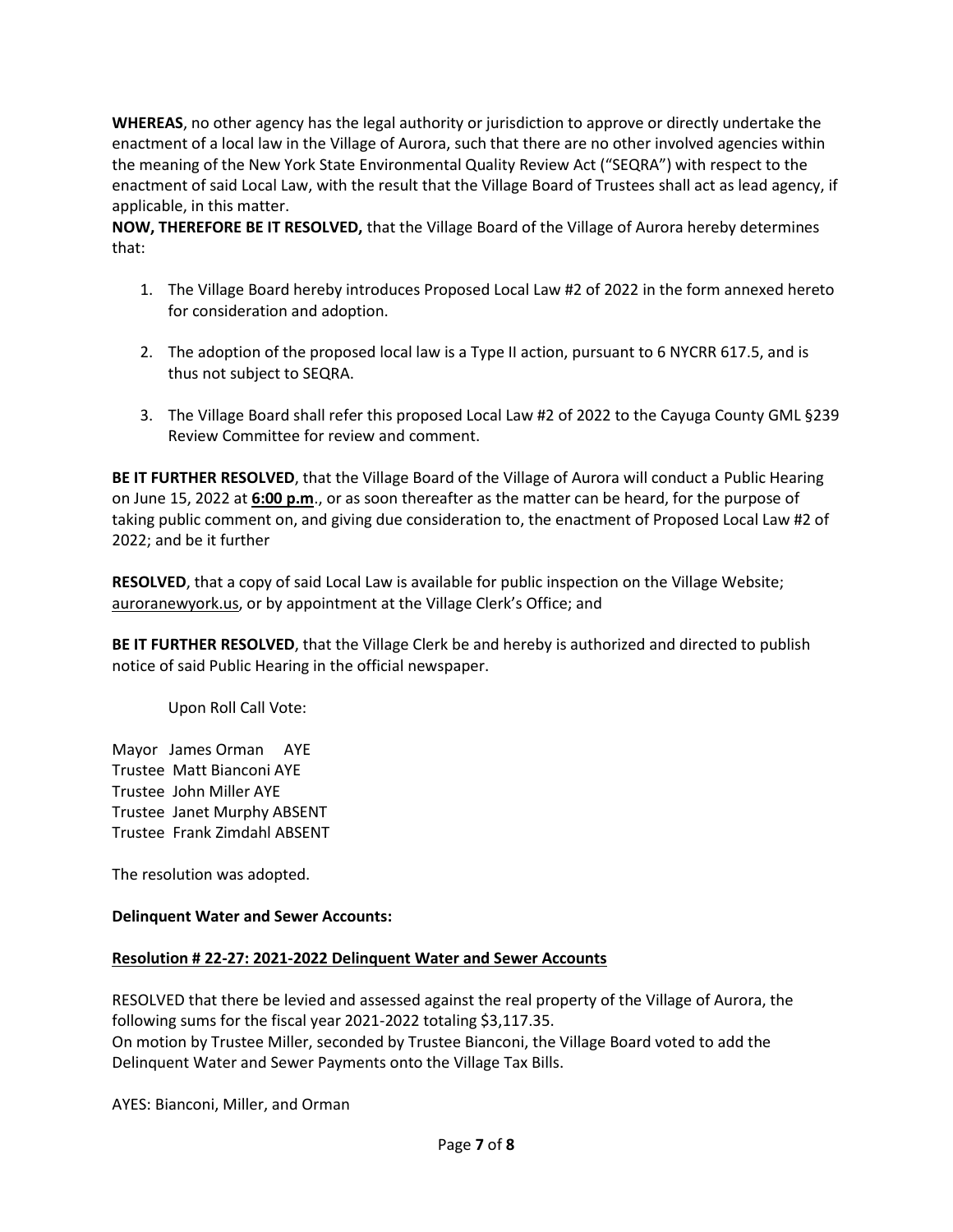**WHEREAS**, no other agency has the legal authority or jurisdiction to approve or directly undertake the enactment of a local law in the Village of Aurora, such that there are no other involved agencies within the meaning of the New York State Environmental Quality Review Act ("SEQRA") with respect to the enactment of said Local Law, with the result that the Village Board of Trustees shall act as lead agency, if applicable, in this matter.

**NOW, THEREFORE BE IT RESOLVED,** that the Village Board of the Village of Aurora hereby determines that:

1. The Village Board hereby introduces Proposed Local Law #2 of 2022 in the form annexed hereto for consideration and adoption.

2. The adoption of the proposed local law is a Type II action, pursuant to 6 NYCRR 617.5, and is thus not subject to SEQRA.

3. The Village Board shall refer this proposed Local Law #2 of 2022 to the Cayuga County GML §239 Review Committee for review and comment.

**BE IT FURTHER RESOLVED**, that the Village Board of the Village of Aurora will conduct a Public Hearing on June 15, 2022 at **6:00 p.m**., or as soon thereafter as the matter can be heard, for the purpose of taking public comment on, and giving due consideration to, the enactment of Proposed Local Law #2 of 2022; and be it further

**RESOLVED**, that a copy of said Local Law is available for public inspection on the Village Website; auroranewyork.us, or by appointment at the Village Clerk's Office; and

**BE IT FURTHER RESOLVED**, that the Village Clerk be and hereby is authorized and directed to publish notice of said Public Hearing in the official newspaper.

Upon Roll Call Vote:

Mayor James Orman AYE
Trustee Matt Bianconi AYE
Trustee John Miller AYE
Trustee Janet Murphy ABSENT
Trustee Frank Zimdahl ABSENT

The resolution was adopted.

**Delinquent Water and Sewer Accounts:**

**Resolution # 22-27: 2021-2022 Delinquent Water and Sewer Accounts**

RESOLVED that there be levied and assessed against the real property of the Village of Aurora, the following sums for the fiscal year 2021-2022 totaling $3,117.35.
On motion by Trustee Miller, seconded by Trustee Bianconi, the Village Board voted to add the Delinquent Water and Sewer Payments onto the Village Tax Bills.

AYES: Bianconi, Miller, and Orman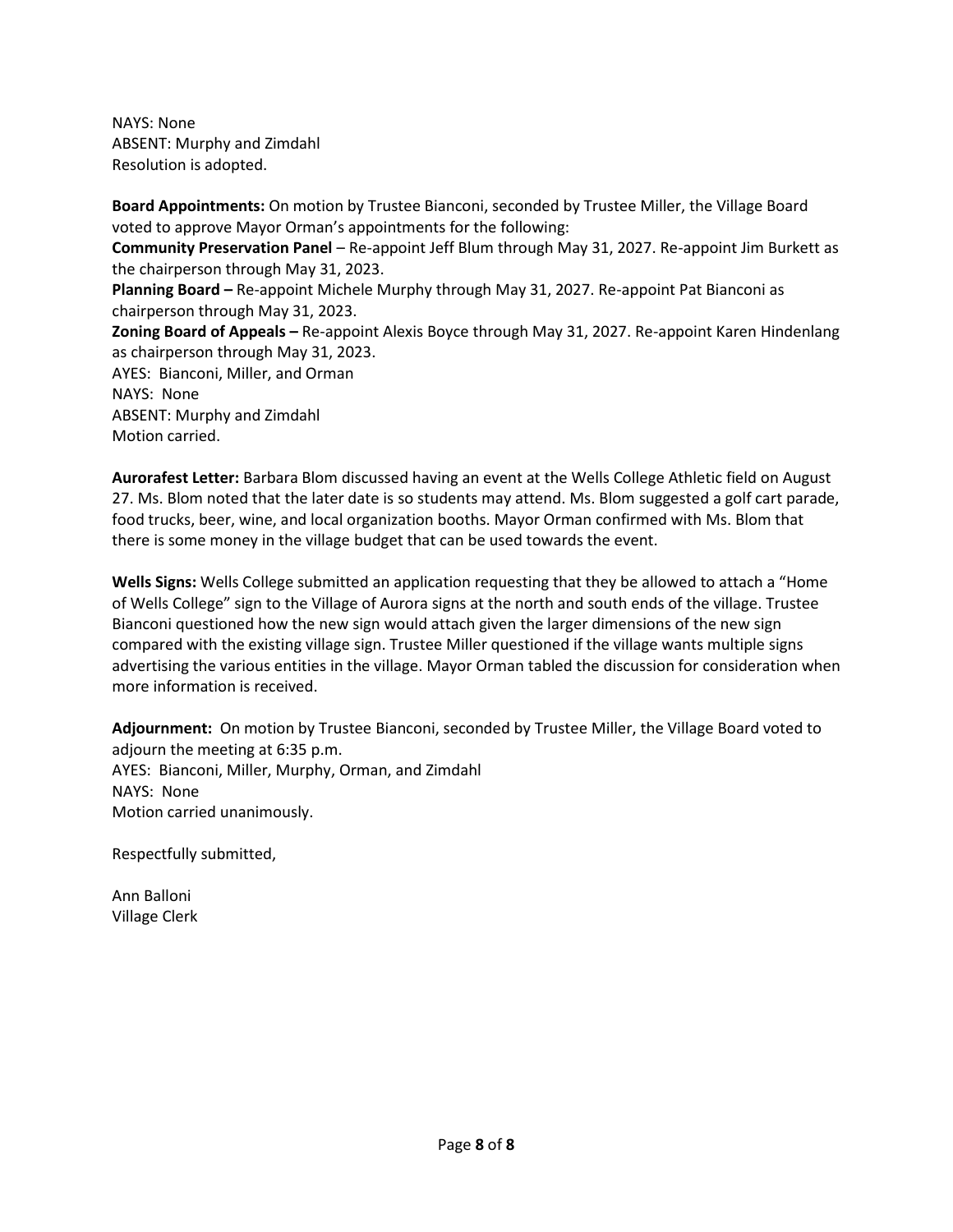NAYS: None
ABSENT: Murphy and Zimdahl
Resolution is adopted.

**Board Appointments:** On motion by Trustee Bianconi, seconded by Trustee Miller, the Village Board voted to approve Mayor Orman's appointments for the following:
**Community Preservation Panel** – Re-appoint Jeff Blum through May 31, 2027. Re-appoint Jim Burkett as the chairperson through May 31, 2023.
**Planning Board –** Re-appoint Michele Murphy through May 31, 2027. Re-appoint Pat Bianconi as chairperson through May 31, 2023.
**Zoning Board of Appeals –** Re-appoint Alexis Boyce through May 31, 2027. Re-appoint Karen Hindenlang as chairperson through May 31, 2023.
AYES: Bianconi, Miller, and Orman
NAYS: None
ABSENT: Murphy and Zimdahl
Motion carried.

**Aurorafest Letter:** Barbara Blom discussed having an event at the Wells College Athletic field on August 27. Ms. Blom noted that the later date is so students may attend. Ms. Blom suggested a golf cart parade, food trucks, beer, wine, and local organization booths. Mayor Orman confirmed with Ms. Blom that there is some money in the village budget that can be used towards the event.

**Wells Signs:** Wells College submitted an application requesting that they be allowed to attach a "Home of Wells College" sign to the Village of Aurora signs at the north and south ends of the village. Trustee Bianconi questioned how the new sign would attach given the larger dimensions of the new sign compared with the existing village sign. Trustee Miller questioned if the village wants multiple signs advertising the various entities in the village. Mayor Orman tabled the discussion for consideration when more information is received.

**Adjournment:** On motion by Trustee Bianconi, seconded by Trustee Miller, the Village Board voted to adjourn the meeting at 6:35 p.m.
AYES: Bianconi, Miller, Murphy, Orman, and Zimdahl
NAYS: None
Motion carried unanimously.

Respectfully submitted,

Ann Balloni
Village Clerk